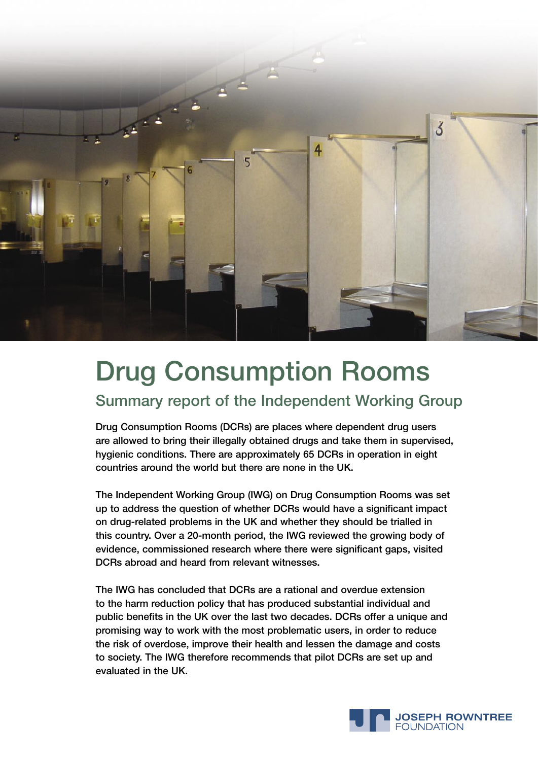# Drug Consumption Rooms

## Summary report of the Independent Working Group

**Drug Consumption Rooms (DCRs) are places where dependent drug users are allowed to bring their illegally obtained drugs and take them in supervised, hygienic conditions. There are approximately 65 DCRs in operation in eight countries around the world but there are none in the UK.**

**The Independent Working Group (IWG) on Drug Consumption Rooms was set up to address the question of whether DCRs would have a significant impact on drug-related problems in the UK and whether they should be trialled in this country. Over a 20-month period, the IWG reviewed the growing body of evidence, commissioned research where there were significant gaps, visited DCRs abroad and heard from relevant witnesses.**

**The IWG has concluded that DCRs are a rational and overdue extension to the harm reduction policy that has produced substantial individual and public benefits in the UK over the last two decades. DCRs offer a unique and promising way to work with the most problematic users, in order to reduce the risk of overdose, improve their health and lessen the damage and costs to society. The IWG therefore recommends that pilot DCRs are set up and evaluated in the UK.**

JOSEPH ROWNTREE FOUNDATION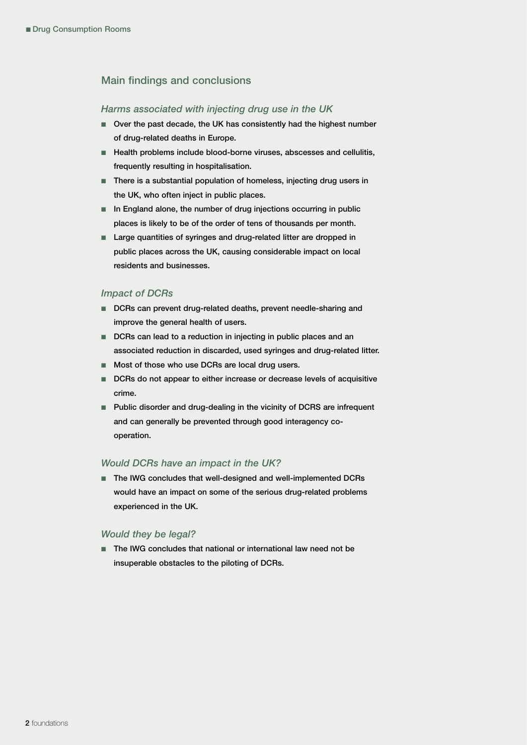## Main findings and conclusions

### *Harms associated with injecting drug use in the UK*

- Over the past decade, the UK has consistently had the highest number of drug-related deaths in Europe.
- Health problems include blood-borne viruses, abscesses and cellulitis, frequently resulting in hospitalisation.
- There is a substantial population of homeless, injecting drug users in the UK, who often inject in public places.
- In England alone, the number of drug injections occurring in public places is likely to be of the order of tens of thousands per month.
- Large quantities of syringes and drug-related litter are dropped in public places across the UK, causing considerable impact on local residents and businesses.

### *Impact of DCRs*

- DCRs can prevent drug-related deaths, prevent needle-sharing and improve the general health of users.
- DCRs can lead to a reduction in injecting in public places and an associated reduction in discarded, used syringes and drug-related litter.
- Most of those who use DCRs are local drug users.
- DCRs do not appear to either increase or decrease levels of acquisitive crime.
- Public disorder and drug-dealing in the vicinity of DCRS are infrequent and can generally be prevented through good interagency co-operation.

### *Would DCRs have an impact in the UK?*

- The IWG concludes that well-designed and well-implemented DCRs would have an impact on some of the serious drug-related problems experienced in the UK.

### *Would they be legal?*

- The IWG concludes that national or international law need not be insuperable obstacles to the piloting of DCRs.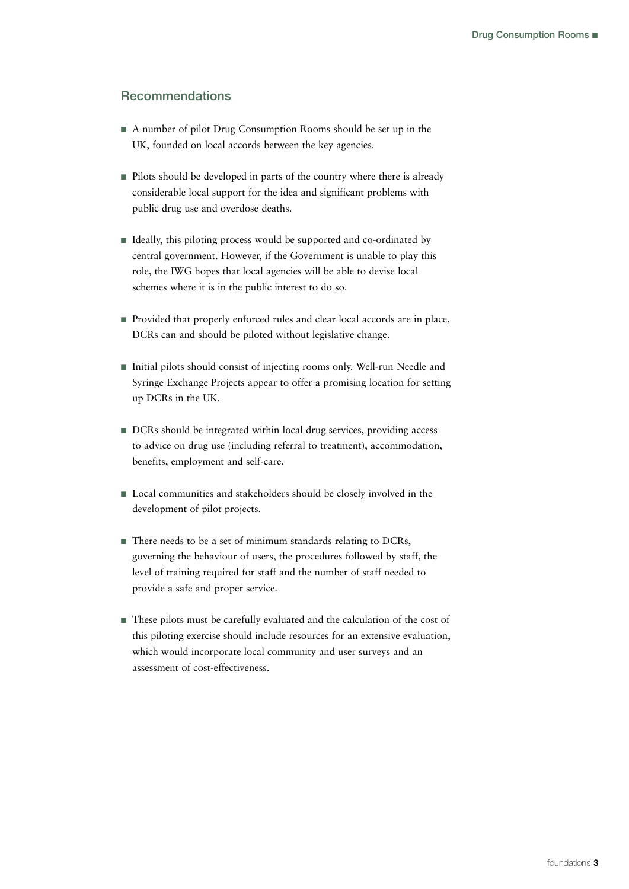## Recommendations

- A number of pilot Drug Consumption Rooms should be set up in the UK, founded on local accords between the key agencies.
- Pilots should be developed in parts of the country where there is already considerable local support for the idea and significant problems with public drug use and overdose deaths.
- Ideally, this piloting process would be supported and co-ordinated by central government. However, if the Government is unable to play this role, the IWG hopes that local agencies will be able to devise local schemes where it is in the public interest to do so.
- Provided that properly enforced rules and clear local accords are in place, DCRs can and should be piloted without legislative change.
- Initial pilots should consist of injecting rooms only. Well-run Needle and Syringe Exchange Projects appear to offer a promising location for setting up DCRs in the UK.
- DCRs should be integrated within local drug services, providing access to advice on drug use (including referral to treatment), accommodation, benefits, employment and self-care.
- Local communities and stakeholders should be closely involved in the development of pilot projects.
- There needs to be a set of minimum standards relating to DCRs, governing the behaviour of users, the procedures followed by staff, the level of training required for staff and the number of staff needed to provide a safe and proper service.
- These pilots must be carefully evaluated and the calculation of the cost of this piloting exercise should include resources for an extensive evaluation, which would incorporate local community and user surveys and an assessment of cost-effectiveness.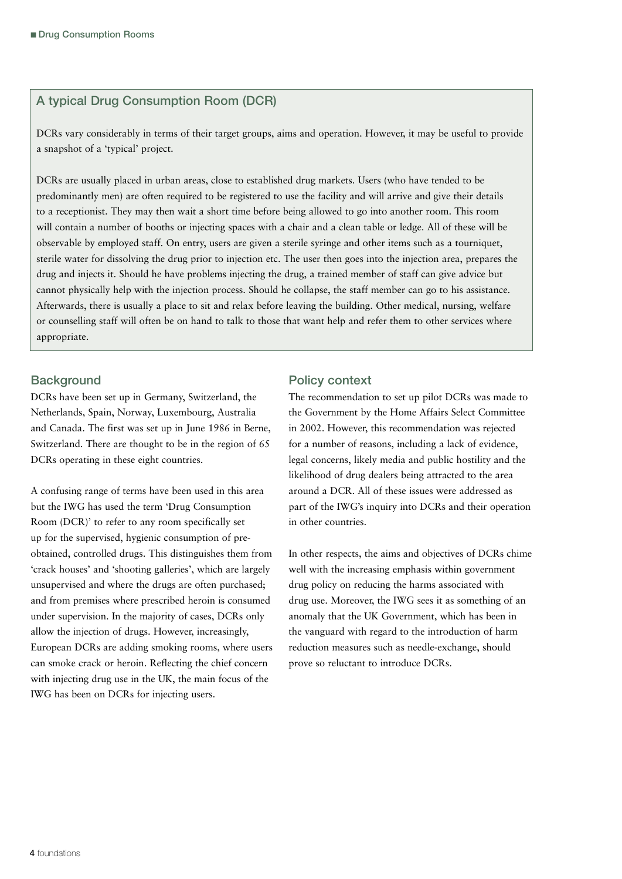## A typical Drug Consumption Room (DCR)

DCRs vary considerably in terms of their target groups, aims and operation. However, it may be useful to provide a snapshot of a 'typical' project.

DCRs are usually placed in urban areas, close to established drug markets. Users (who have tended to be predominantly men) are often required to be registered to use the facility and will arrive and give their details to a receptionist. They may then wait a short time before being allowed to go into another room. This room will contain a number of booths or injecting spaces with a chair and a clean table or ledge. All of these will be observable by employed staff. On entry, users are given a sterile syringe and other items such as a tourniquet, sterile water for dissolving the drug prior to injection etc. The user then goes into the injection area, prepares the drug and injects it. Should he have problems injecting the drug, a trained member of staff can give advice but cannot physically help with the injection process. Should he collapse, the staff member can go to his assistance. Afterwards, there is usually a place to sit and relax before leaving the building. Other medical, nursing, welfare or counselling staff will often be on hand to talk to those that want help and refer them to other services where appropriate.

## Background

DCRs have been set up in Germany, Switzerland, the Netherlands, Spain, Norway, Luxembourg, Australia and Canada. The first was set up in June 1986 in Berne, Switzerland. There are thought to be in the region of 65 DCRs operating in these eight countries.

A confusing range of terms have been used in this area but the IWG has used the term 'Drug Consumption Room (DCR)' to refer to any room specifically set up for the supervised, hygienic consumption of pre-obtained, controlled drugs. This distinguishes them from 'crack houses' and 'shooting galleries', which are largely unsupervised and where the drugs are often purchased; and from premises where prescribed heroin is consumed under supervision. In the majority of cases, DCRs only allow the injection of drugs. However, increasingly, European DCRs are adding smoking rooms, where users can smoke crack or heroin. Reflecting the chief concern with injecting drug use in the UK, the main focus of the IWG has been on DCRs for injecting users.

## Policy context

The recommendation to set up pilot DCRs was made to the Government by the Home Affairs Select Committee in 2002. However, this recommendation was rejected for a number of reasons, including a lack of evidence, legal concerns, likely media and public hostility and the likelihood of drug dealers being attracted to the area around a DCR. All of these issues were addressed as part of the IWG's inquiry into DCRs and their operation in other countries.

In other respects, the aims and objectives of DCRs chime well with the increasing emphasis within government drug policy on reducing the harms associated with drug use. Moreover, the IWG sees it as something of an anomaly that the UK Government, which has been in the vanguard with regard to the introduction of harm reduction measures such as needle-exchange, should prove so reluctant to introduce DCRs.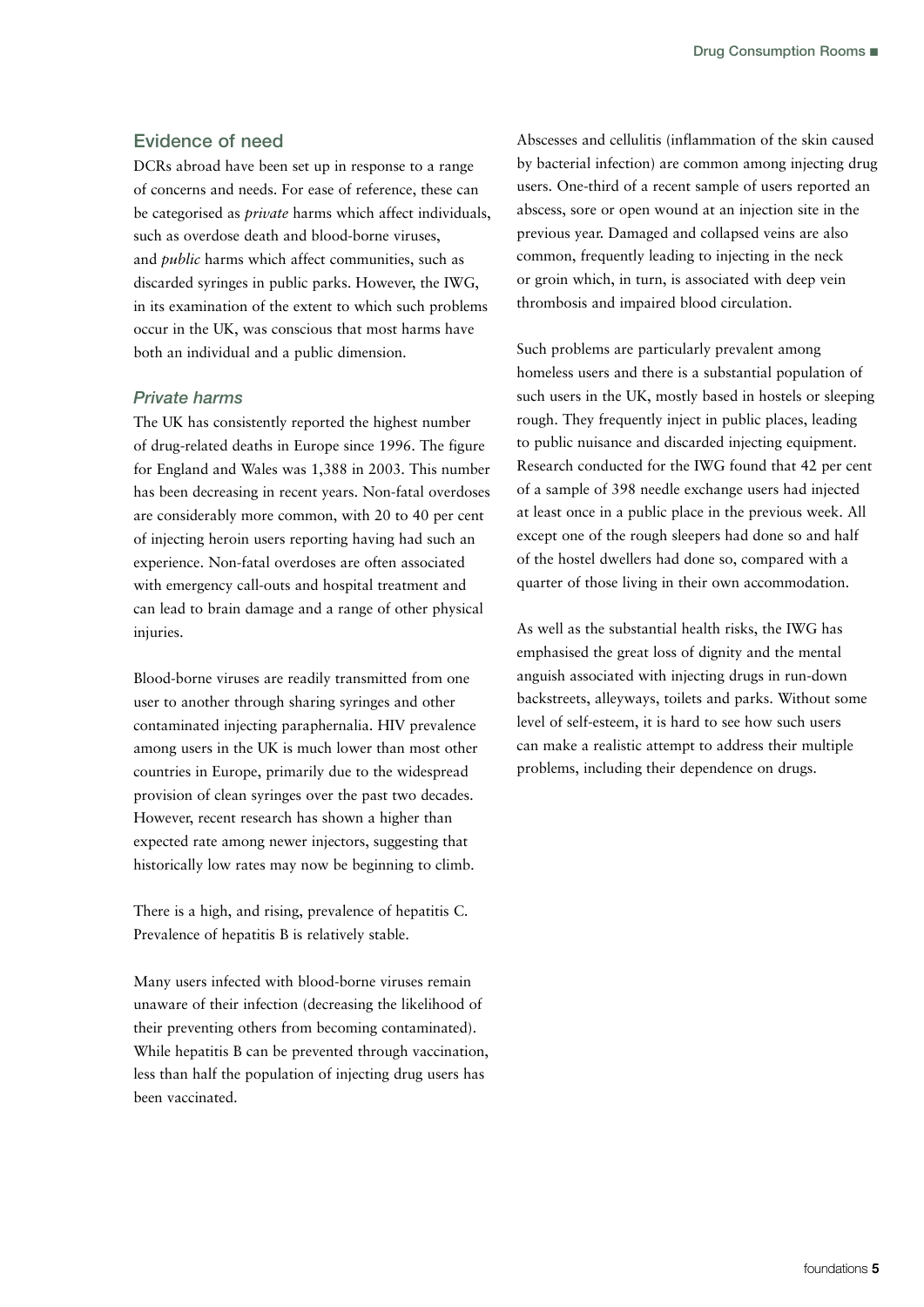## Evidence of need

DCRs abroad have been set up in response to a range of concerns and needs. For ease of reference, these can be categorised as *private* harms which affect individuals, such as overdose death and blood-borne viruses, and *public* harms which affect communities, such as discarded syringes in public parks. However, the IWG, in its examination of the extent to which such problems occur in the UK, was conscious that most harms have both an individual and a public dimension.

### *Private harms*

The UK has consistently reported the highest number of drug-related deaths in Europe since 1996. The figure for England and Wales was 1,388 in 2003. This number has been decreasing in recent years. Non-fatal overdoses are considerably more common, with 20 to 40 per cent of injecting heroin users reporting having had such an experience. Non-fatal overdoses are often associated with emergency call-outs and hospital treatment and can lead to brain damage and a range of other physical injuries.

Blood-borne viruses are readily transmitted from one user to another through sharing syringes and other contaminated injecting paraphernalia. HIV prevalence among users in the UK is much lower than most other countries in Europe, primarily due to the widespread provision of clean syringes over the past two decades. However, recent research has shown a higher than expected rate among newer injectors, suggesting that historically low rates may now be beginning to climb.

There is a high, and rising, prevalence of hepatitis C. Prevalence of hepatitis B is relatively stable.

Many users infected with blood-borne viruses remain unaware of their infection (decreasing the likelihood of their preventing others from becoming contaminated). While hepatitis B can be prevented through vaccination, less than half the population of injecting drug users has been vaccinated.

Abscesses and cellulitis (inflammation of the skin caused by bacterial infection) are common among injecting drug users. One-third of a recent sample of users reported an abscess, sore or open wound at an injection site in the previous year. Damaged and collapsed veins are also common, frequently leading to injecting in the neck or groin which, in turn, is associated with deep vein thrombosis and impaired blood circulation.

Such problems are particularly prevalent among homeless users and there is a substantial population of such users in the UK, mostly based in hostels or sleeping rough. They frequently inject in public places, leading to public nuisance and discarded injecting equipment. Research conducted for the IWG found that 42 per cent of a sample of 398 needle exchange users had injected at least once in a public place in the previous week. All except one of the rough sleepers had done so and half of the hostel dwellers had done so, compared with a quarter of those living in their own accommodation.

As well as the substantial health risks, the IWG has emphasised the great loss of dignity and the mental anguish associated with injecting drugs in run-down backstreets, alleyways, toilets and parks. Without some level of self-esteem, it is hard to see how such users can make a realistic attempt to address their multiple problems, including their dependence on drugs.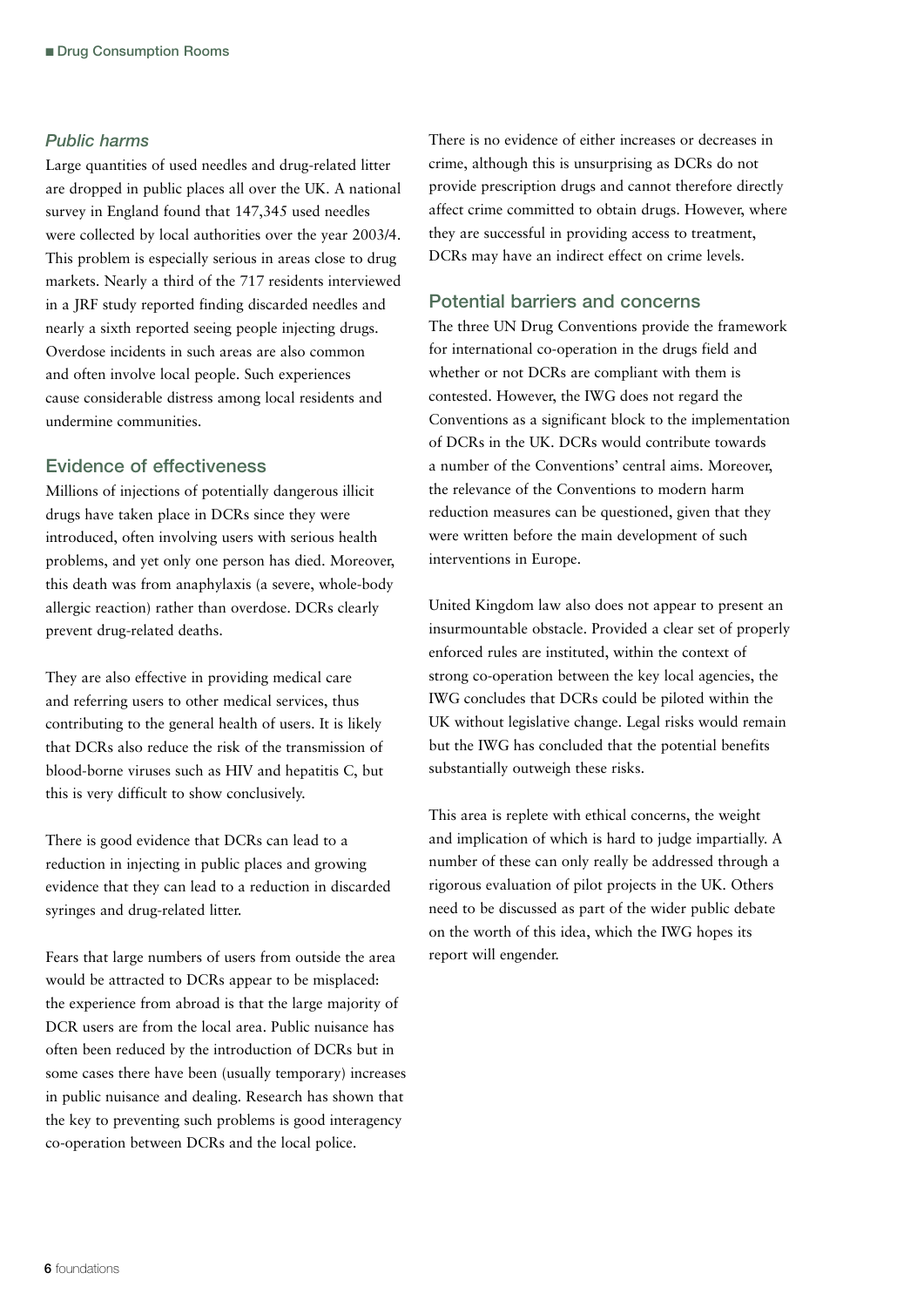### *Public harms*

Large quantities of used needles and drug-related litter are dropped in public places all over the UK. A national survey in England found that 147,345 used needles were collected by local authorities over the year 2003/4. This problem is especially serious in areas close to drug markets. Nearly a third of the 717 residents interviewed in a JRF study reported finding discarded needles and nearly a sixth reported seeing people injecting drugs. Overdose incidents in such areas are also common and often involve local people. Such experiences cause considerable distress among local residents and undermine communities.

## Evidence of effectiveness

Millions of injections of potentially dangerous illicit drugs have taken place in DCRs since they were introduced, often involving users with serious health problems, and yet only one person has died. Moreover, this death was from anaphylaxis (a severe, whole-body allergic reaction) rather than overdose. DCRs clearly prevent drug-related deaths.

They are also effective in providing medical care and referring users to other medical services, thus contributing to the general health of users. It is likely that DCRs also reduce the risk of the transmission of blood-borne viruses such as HIV and hepatitis C, but this is very difficult to show conclusively.

There is good evidence that DCRs can lead to a reduction in injecting in public places and growing evidence that they can lead to a reduction in discarded syringes and drug-related litter.

Fears that large numbers of users from outside the area would be attracted to DCRs appear to be misplaced: the experience from abroad is that the large majority of DCR users are from the local area. Public nuisance has often been reduced by the introduction of DCRs but in some cases there have been (usually temporary) increases in public nuisance and dealing. Research has shown that the key to preventing such problems is good interagency co-operation between DCRs and the local police.

There is no evidence of either increases or decreases in crime, although this is unsurprising as DCRs do not provide prescription drugs and cannot therefore directly affect crime committed to obtain drugs. However, where they are successful in providing access to treatment, DCRs may have an indirect effect on crime levels.

## Potential barriers and concerns

The three UN Drug Conventions provide the framework for international co-operation in the drugs field and whether or not DCRs are compliant with them is contested. However, the IWG does not regard the Conventions as a significant block to the implementation of DCRs in the UK. DCRs would contribute towards a number of the Conventions' central aims. Moreover, the relevance of the Conventions to modern harm reduction measures can be questioned, given that they were written before the main development of such interventions in Europe.

United Kingdom law also does not appear to present an insurmountable obstacle. Provided a clear set of properly enforced rules are instituted, within the context of strong co-operation between the key local agencies, the IWG concludes that DCRs could be piloted within the UK without legislative change. Legal risks would remain but the IWG has concluded that the potential benefits substantially outweigh these risks.

This area is replete with ethical concerns, the weight and implication of which is hard to judge impartially. A number of these can only really be addressed through a rigorous evaluation of pilot projects in the UK. Others need to be discussed as part of the wider public debate on the worth of this idea, which the IWG hopes its report will engender.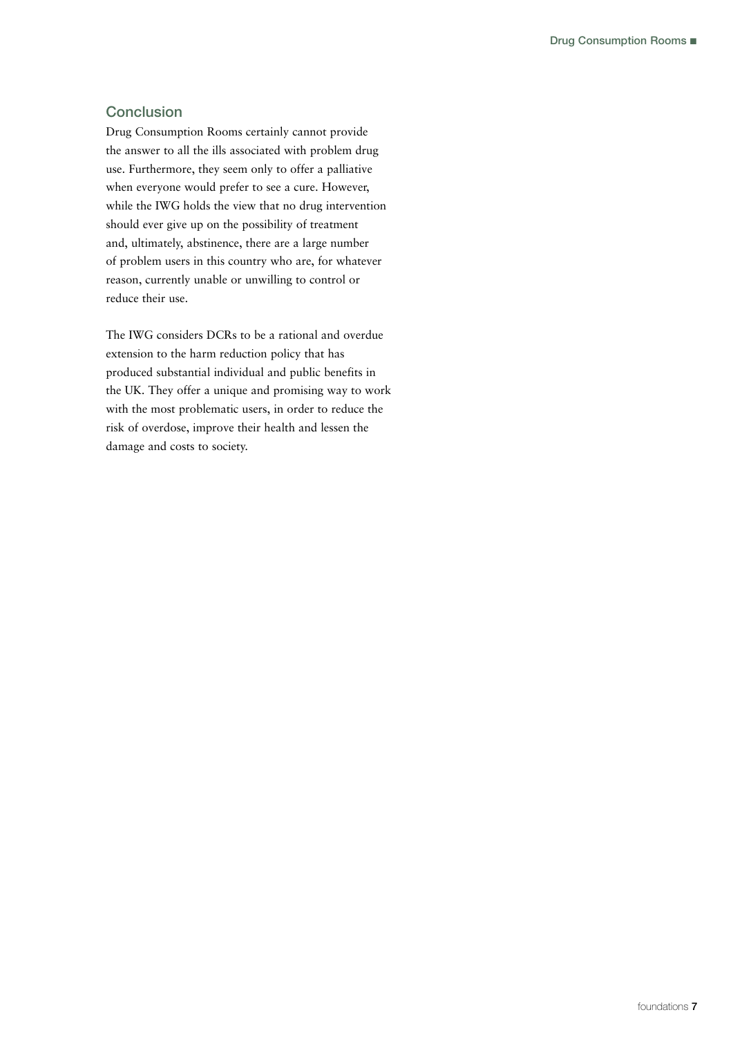## Conclusion

Drug Consumption Rooms certainly cannot provide the answer to all the ills associated with problem drug use. Furthermore, they seem only to offer a palliative when everyone would prefer to see a cure. However, while the IWG holds the view that no drug intervention should ever give up on the possibility of treatment and, ultimately, abstinence, there are a large number of problem users in this country who are, for whatever reason, currently unable or unwilling to control or reduce their use.

The IWG considers DCRs to be a rational and overdue extension to the harm reduction policy that has produced substantial individual and public benefits in the UK. They offer a unique and promising way to work with the most problematic users, in order to reduce the risk of overdose, improve their health and lessen the damage and costs to society.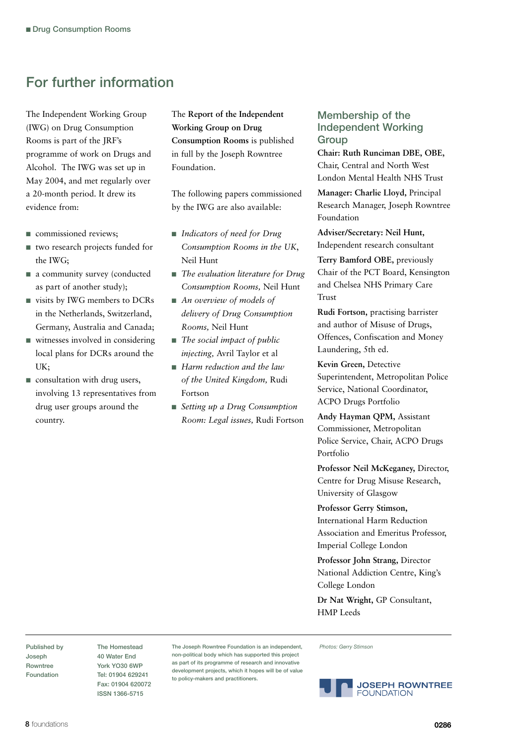## For further information

The Independent Working Group (IWG) on Drug Consumption Rooms is part of the JRF's programme of work on Drugs and Alcohol. The IWG was set up in May 2004, and met regularly over a 20-month period. It drew its evidence from:

- commissioned reviews;
- two research projects funded for the IWG;
- a community survey (conducted as part of another study);
- visits by IWG members to DCRs in the Netherlands, Switzerland, Germany, Australia and Canada;
- witnesses involved in considering local plans for DCRs around the UK;
- consultation with drug users, involving 13 representatives from drug user groups around the country.

The **Report of the Independent Working Group on Drug Consumption Rooms** is published in full by the Joseph Rowntree Foundation.

The following papers commissioned by the IWG are also available:

- *Indicators of need for Drug Consumption Rooms in the UK*, Neil Hunt
- *The evaluation literature for Drug Consumption Rooms,* Neil Hunt
- *An overview of models of delivery of Drug Consumption Rooms,* Neil Hunt
- *The social impact of public injecting,* Avril Taylor et al
- *Harm reduction and the law of the United Kingdom,* Rudi Fortson
- *Setting up a Drug Consumption Room: Legal issues,* Rudi Fortson

### Membership of the Independent Working Group

**Chair: Ruth Runciman DBE, OBE,** Chair, Central and North West London Mental Health NHS Trust

**Manager: Charlie Lloyd,** Principal Research Manager, Joseph Rowntree Foundation

**Adviser/Secretary: Neil Hunt,** Independent research consultant

**Terry Bamford OBE,** previously Chair of the PCT Board, Kensington and Chelsea NHS Primary Care Trust

**Rudi Fortson,** practising barrister and author of Misuse of Drugs, Offences, Confiscation and Money Laundering, 5th ed.

**Kevin Green,** Detective Superintendent, Metropolitan Police Service, National Coordinator, ACPO Drugs Portfolio

**Andy Hayman QPM,** Assistant Commissioner, Metropolitan Police Service, Chair, ACPO Drugs Portfolio

**Professor Neil McKeganey,** Director, Centre for Drug Misuse Research, University of Glasgow

**Professor Gerry Stimson,** International Harm Reduction Association and Emeritus Professor, Imperial College London

**Professor John Strang,** Director National Addiction Centre, King's College London

**Dr Nat Wright,** GP Consultant, HMP Leeds

---

Published by Joseph Rowntree Foundation

The Homestead
40 Water End
York YO30 6WP
Tel: 01904 629241
Fax: 01904 620072
ISSN 1366-5715

The Joseph Rowntree Foundation is an independent, non-political body which has supported this project as part of its programme of research and innovative development projects, which it hopes will be of value to policy-makers and practitioners.

*Photos: Gerry Stimson*

JOSEPH ROWNTREE FOUNDATION

0286